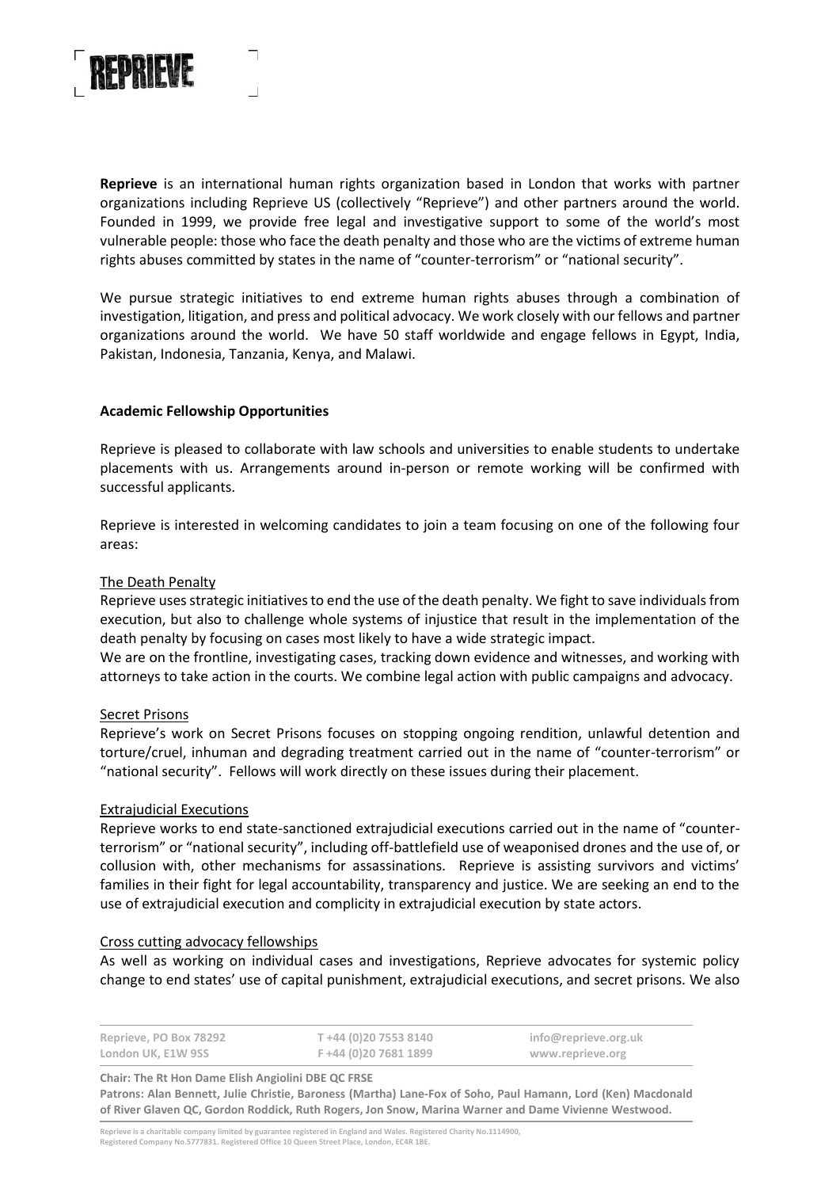**Reprieve** is an international human rights organization based in London that works with partner organizations including Reprieve US (collectively "Reprieve") and other partners around the world. Founded in 1999, we provide free legal and investigative support to some of the world's most vulnerable people: those who face the death penalty and those who are the victims of extreme human rights abuses committed by states in the name of "counter-terrorism" or "national security".

We pursue strategic initiatives to end extreme human rights abuses through a combination of investigation, litigation, and press and political advocacy. We work closely with our fellows and partner organizations around the world. We have 50 staff worldwide and engage fellows in Egypt, India, Pakistan, Indonesia, Tanzania, Kenya, and Malawi.

**Academic Fellowship Opportunities**

Reprieve is pleased to collaborate with law schools and universities to enable students to undertake placements with us. Arrangements around in-person or remote working will be confirmed with successful applicants.

Reprieve is interested in welcoming candidates to join a team focusing on one of the following four areas:

<u>The Death Penalty</u>

Reprieve uses strategic initiatives to end the use of the death penalty. We fight to save individuals from execution, but also to challenge whole systems of injustice that result in the implementation of the death penalty by focusing on cases most likely to have a wide strategic impact.

We are on the frontline, investigating cases, tracking down evidence and witnesses, and working with attorneys to take action in the courts. We combine legal action with public campaigns and advocacy.

<u>Secret Prisons</u>

Reprieve's work on Secret Prisons focuses on stopping ongoing rendition, unlawful detention and torture/cruel, inhuman and degrading treatment carried out in the name of "counter-terrorism" or "national security". Fellows will work directly on these issues during their placement.

<u>Extrajudicial Executions</u>

Reprieve works to end state-sanctioned extrajudicial executions carried out in the name of "counter-terrorism" or "national security", including off-battlefield use of weaponised drones and the use of, or collusion with, other mechanisms for assassinations. Reprieve is assisting survivors and victims' families in their fight for legal accountability, transparency and justice. We are seeking an end to the use of extrajudicial execution and complicity in extrajudicial execution by state actors.

<u>Cross cutting advocacy fellowships</u>

As well as working on individual cases and investigations, Reprieve advocates for systemic policy change to end states' use of capital punishment, extrajudicial executions, and secret prisons. We also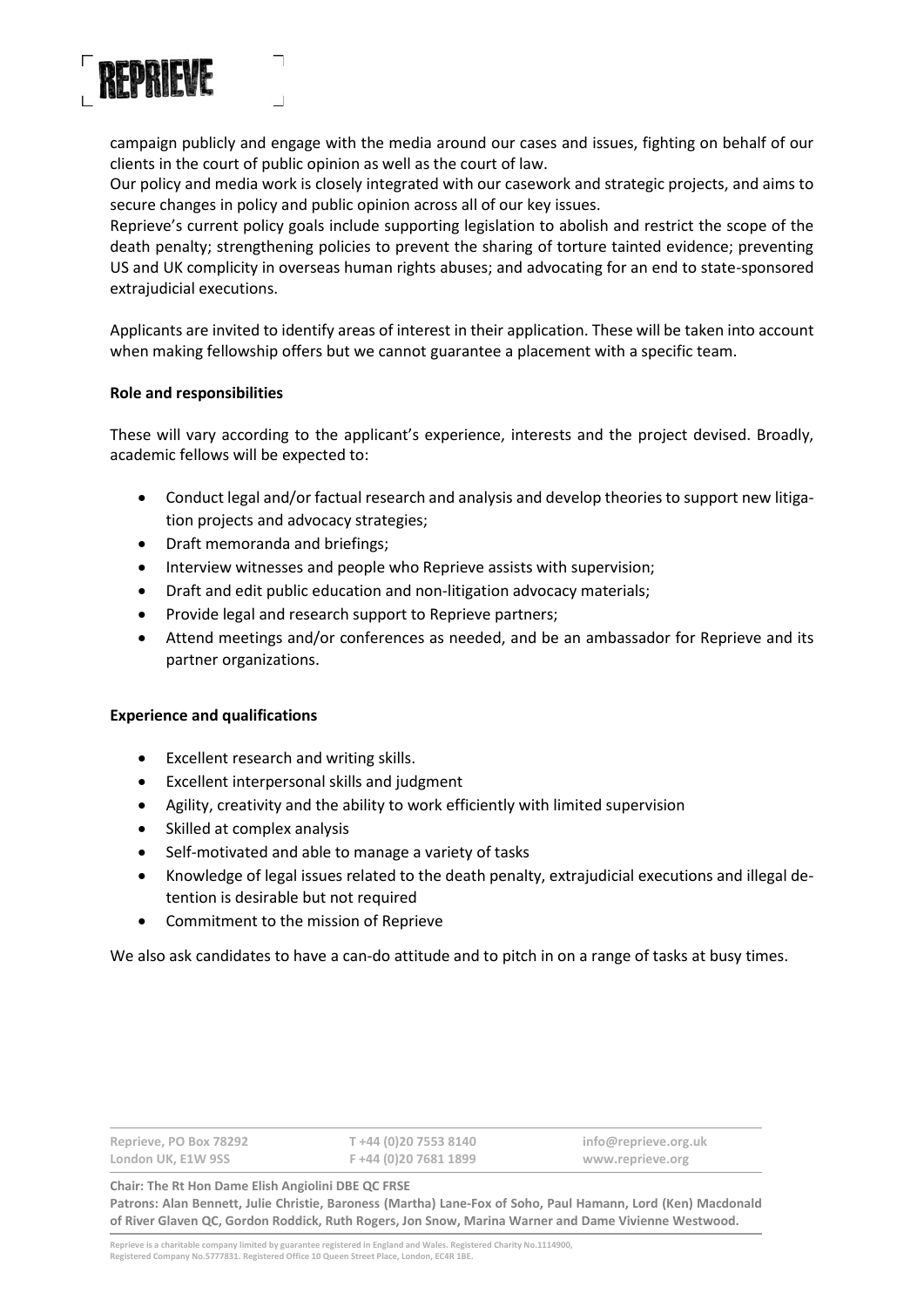campaign publicly and engage with the media around our cases and issues, fighting on behalf of our clients in the court of public opinion as well as the court of law.

Our policy and media work is closely integrated with our casework and strategic projects, and aims to secure changes in policy and public opinion across all of our key issues.

Reprieve's current policy goals include supporting legislation to abolish and restrict the scope of the death penalty; strengthening policies to prevent the sharing of torture tainted evidence; preventing US and UK complicity in overseas human rights abuses; and advocating for an end to state-sponsored extrajudicial executions.

Applicants are invited to identify areas of interest in their application. These will be taken into account when making fellowship offers but we cannot guarantee a placement with a specific team.

**Role and responsibilities**

These will vary according to the applicant's experience, interests and the project devised. Broadly, academic fellows will be expected to:

- Conduct legal and/or factual research and analysis and develop theories to support new litigation projects and advocacy strategies;
- Draft memoranda and briefings;
- Interview witnesses and people who Reprieve assists with supervision;
- Draft and edit public education and non-litigation advocacy materials;
- Provide legal and research support to Reprieve partners;
- Attend meetings and/or conferences as needed, and be an ambassador for Reprieve and its partner organizations.

**Experience and qualifications**

- Excellent research and writing skills.
- Excellent interpersonal skills and judgment
- Agility, creativity and the ability to work efficiently with limited supervision
- Skilled at complex analysis
- Self-motivated and able to manage a variety of tasks
- Knowledge of legal issues related to the death penalty, extrajudicial executions and illegal detention is desirable but not required
- Commitment to the mission of Reprieve

We also ask candidates to have a can-do attitude and to pitch in on a range of tasks at busy times.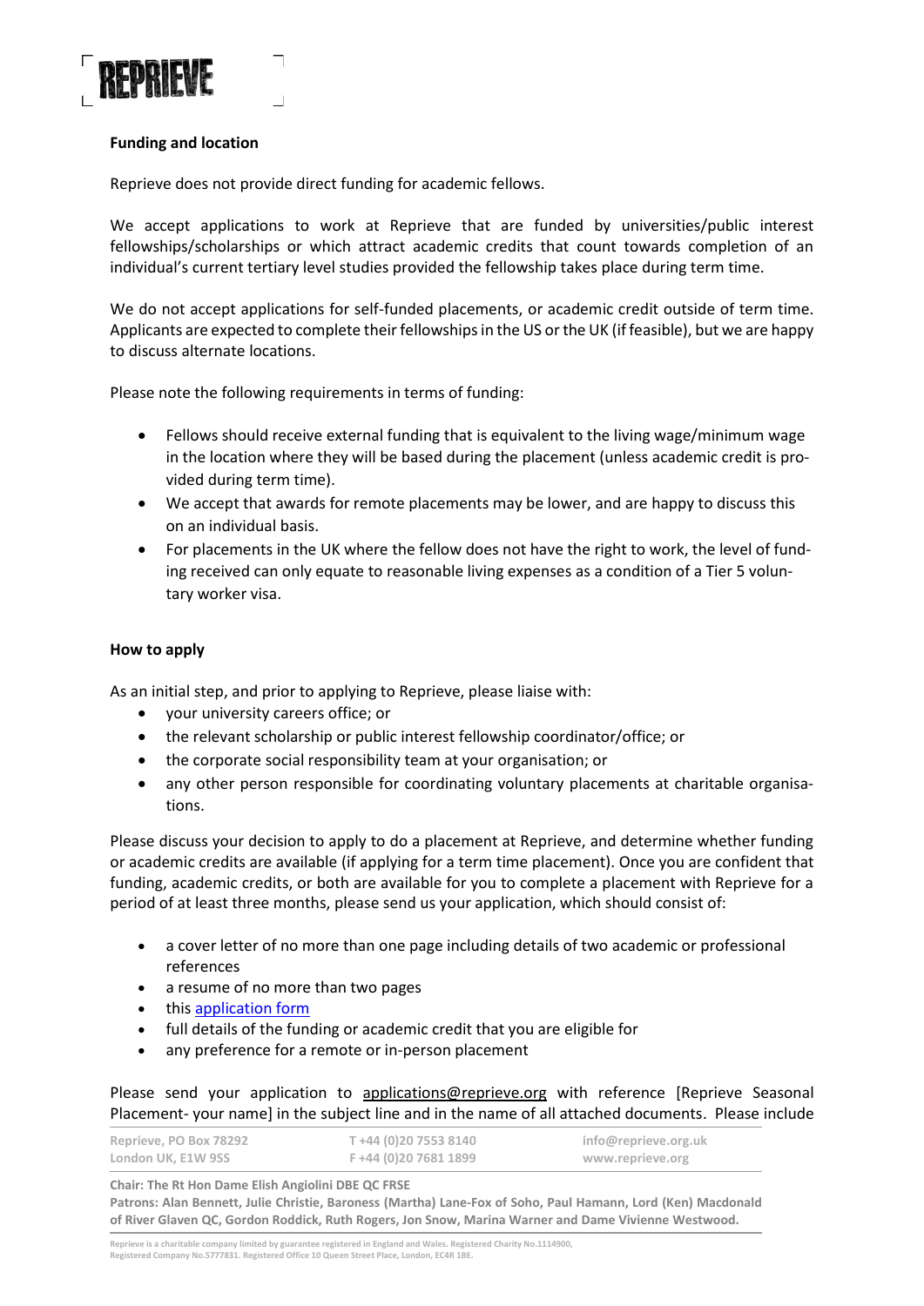**Funding and location**

Reprieve does not provide direct funding for academic fellows.

We accept applications to work at Reprieve that are funded by universities/public interest fellowships/scholarships or which attract academic credits that count towards completion of an individual's current tertiary level studies provided the fellowship takes place during term time.

We do not accept applications for self-funded placements, or academic credit outside of term time. Applicants are expected to complete their fellowships in the US or the UK (if feasible), but we are happy to discuss alternate locations.

Please note the following requirements in terms of funding:

- Fellows should receive external funding that is equivalent to the living wage/minimum wage in the location where they will be based during the placement (unless academic credit is provided during term time).
- We accept that awards for remote placements may be lower, and are happy to discuss this on an individual basis.
- For placements in the UK where the fellow does not have the right to work, the level of funding received can only equate to reasonable living expenses as a condition of a Tier 5 voluntary worker visa.

**How to apply**

As an initial step, and prior to applying to Reprieve, please liaise with:

- your university careers office; or
- the relevant scholarship or public interest fellowship coordinator/office; or
- the corporate social responsibility team at your organisation; or
- any other person responsible for coordinating voluntary placements at charitable organisations.

Please discuss your decision to apply to do a placement at Reprieve, and determine whether funding or academic credits are available (if applying for a term time placement). Once you are confident that funding, academic credits, or both are available for you to complete a placement with Reprieve for a period of at least three months, please send us your application, which should consist of:

- a cover letter of no more than one page including details of two academic or professional references
- a resume of no more than two pages
- this application form
- full details of the funding or academic credit that you are eligible for
- any preference for a remote or in-person placement

Please send your application to applications@reprieve.org with reference [Reprieve Seasonal Placement- your name] in the subject line and in the name of all attached documents. Please include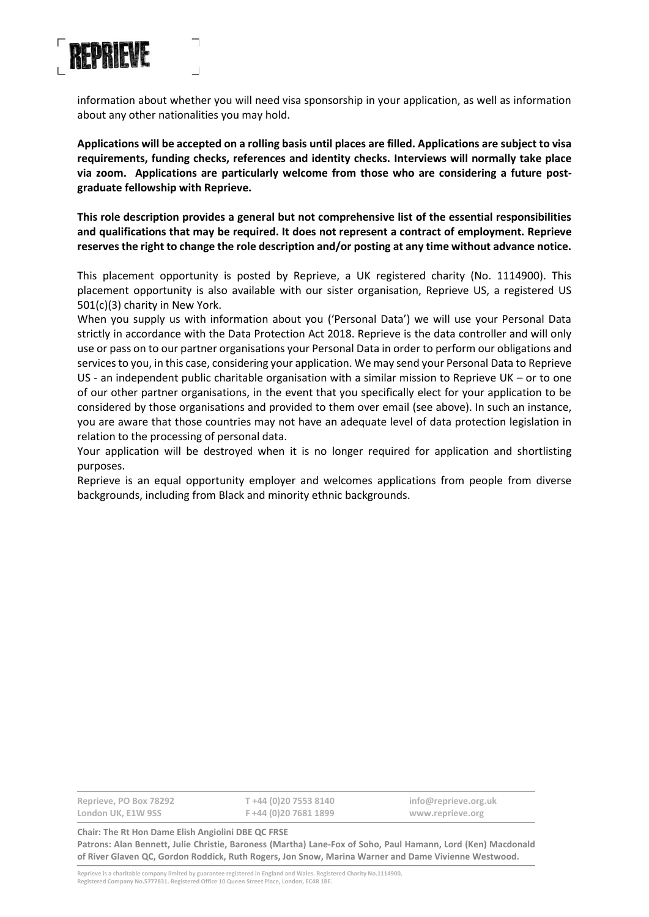information about whether you will need visa sponsorship in your application, as well as information about any other nationalities you may hold.

**Applications will be accepted on a rolling basis until places are filled. Applications are subject to visa requirements, funding checks, references and identity checks. Interviews will normally take place via zoom. Applications are particularly welcome from those who are considering a future post-graduate fellowship with Reprieve.**

**This role description provides a general but not comprehensive list of the essential responsibilities and qualifications that may be required. It does not represent a contract of employment. Reprieve reserves the right to change the role description and/or posting at any time without advance notice.**

This placement opportunity is posted by Reprieve, a UK registered charity (No. 1114900). This placement opportunity is also available with our sister organisation, Reprieve US, a registered US 501(c)(3) charity in New York.

When you supply us with information about you ('Personal Data') we will use your Personal Data strictly in accordance with the Data Protection Act 2018. Reprieve is the data controller and will only use or pass on to our partner organisations your Personal Data in order to perform our obligations and services to you, in this case, considering your application. We may send your Personal Data to Reprieve US - an independent public charitable organisation with a similar mission to Reprieve UK – or to one of our other partner organisations, in the event that you specifically elect for your application to be considered by those organisations and provided to them over email (see above). In such an instance, you are aware that those countries may not have an adequate level of data protection legislation in relation to the processing of personal data.

Your application will be destroyed when it is no longer required for application and shortlisting purposes.

Reprieve is an equal opportunity employer and welcomes applications from people from diverse backgrounds, including from Black and minority ethnic backgrounds.